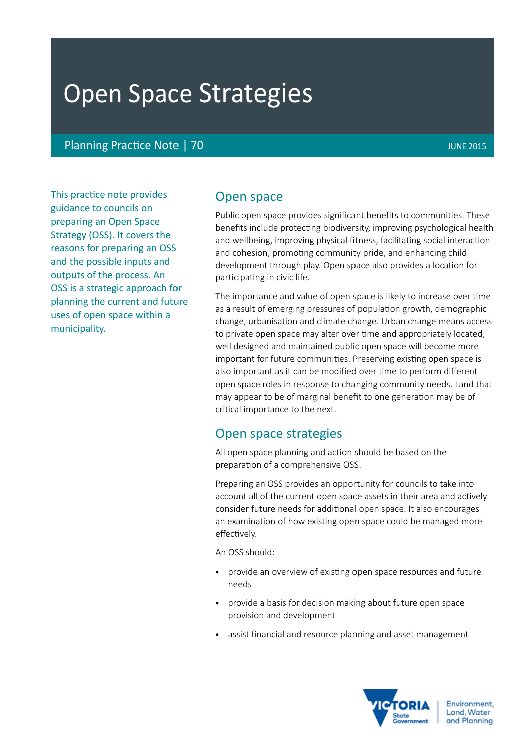# Open Space Strategies

Planning Practice Note | 70

JUNE 2015

This practice note provides guidance to councils on preparing an Open Space Strategy (OSS). It covers the reasons for preparing an OSS and the possible inputs and outputs of the process. An OSS is a strategic approach for planning the current and future uses of open space within a municipality.

## Open space

Public open space provides significant benefits to communities. These benefits include protecting biodiversity, improving psychological health and wellbeing, improving physical fitness, facilitating social interaction and cohesion, promoting community pride, and enhancing child development through play. Open space also provides a location for participating in civic life.

The importance and value of open space is likely to increase over time as a result of emerging pressures of population growth, demographic change, urbanisation and climate change. Urban change means access to private open space may alter over time and appropriately located, well designed and maintained public open space will become more important for future communities. Preserving existing open space is also important as it can be modified over time to perform different open space roles in response to changing community needs. Land that may appear to be of marginal benefit to one generation may be of critical importance to the next.

## Open space strategies

All open space planning and action should be based on the preparation of a comprehensive OSS.

Preparing an OSS provides an opportunity for councils to take into account all of the current open space assets in their area and actively consider future needs for additional open space. It also encourages an examination of how existing open space could be managed more effectively.

An OSS should:

- provide an overview of existing open space resources and future needs
- provide a basis for decision making about future open space provision and development
- assist financial and resource planning and asset management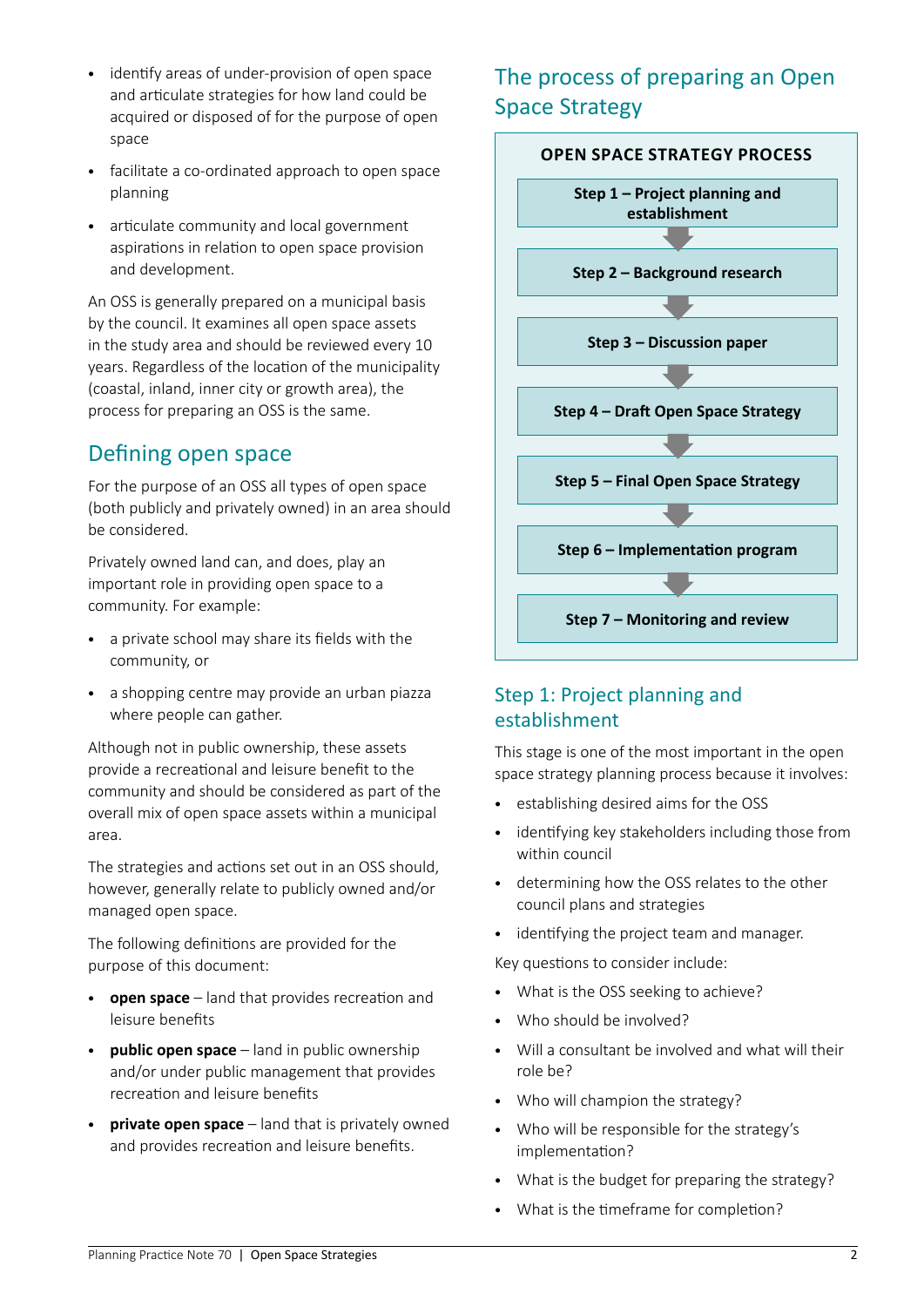- identify areas of under-provision of open space and articulate strategies for how land could be acquired or disposed of for the purpose of open space
- facilitate a co-ordinated approach to open space planning
- articulate community and local government aspirations in relation to open space provision and development.

An OSS is generally prepared on a municipal basis by the council. It examines all open space assets in the study area and should be reviewed every 10 years. Regardless of the location of the municipality (coastal, inland, inner city or growth area), the process for preparing an OSS is the same.

## Defining open space

For the purpose of an OSS all types of open space (both publicly and privately owned) in an area should be considered.

Privately owned land can, and does, play an important role in providing open space to a community. For example:

- a private school may share its fields with the community, or
- a shopping centre may provide an urban piazza where people can gather.

Although not in public ownership, these assets provide a recreational and leisure benefit to the community and should be considered as part of the overall mix of open space assets within a municipal area.

The strategies and actions set out in an OSS should, however, generally relate to publicly owned and/or managed open space.

The following definitions are provided for the purpose of this document:

- **open space** – land that provides recreation and leisure benefits
- **public open space** – land in public ownership and/or under public management that provides recreation and leisure benefits
- **private open space** – land that is privately owned and provides recreation and leisure benefits.

## The process of preparing an Open Space Strategy

**OPEN SPACE STRATEGY PROCESS**

- **Step 1 – Project planning and establishment**
- **Step 2 – Background research**
- **Step 3 – Discussion paper**
- **Step 4 – Draft Open Space Strategy**
- **Step 5 – Final Open Space Strategy**
- **Step 6 – Implementation program**
- **Step 7 – Monitoring and review**

## Step 1: Project planning and establishment

This stage is one of the most important in the open space strategy planning process because it involves:

- establishing desired aims for the OSS
- identifying key stakeholders including those from within council
- determining how the OSS relates to the other council plans and strategies
- identifying the project team and manager.

Key questions to consider include:

- What is the OSS seeking to achieve?
- Who should be involved?
- Will a consultant be involved and what will their role be?
- Who will champion the strategy?
- Who will be responsible for the strategy's implementation?
- What is the budget for preparing the strategy?
- What is the timeframe for completion?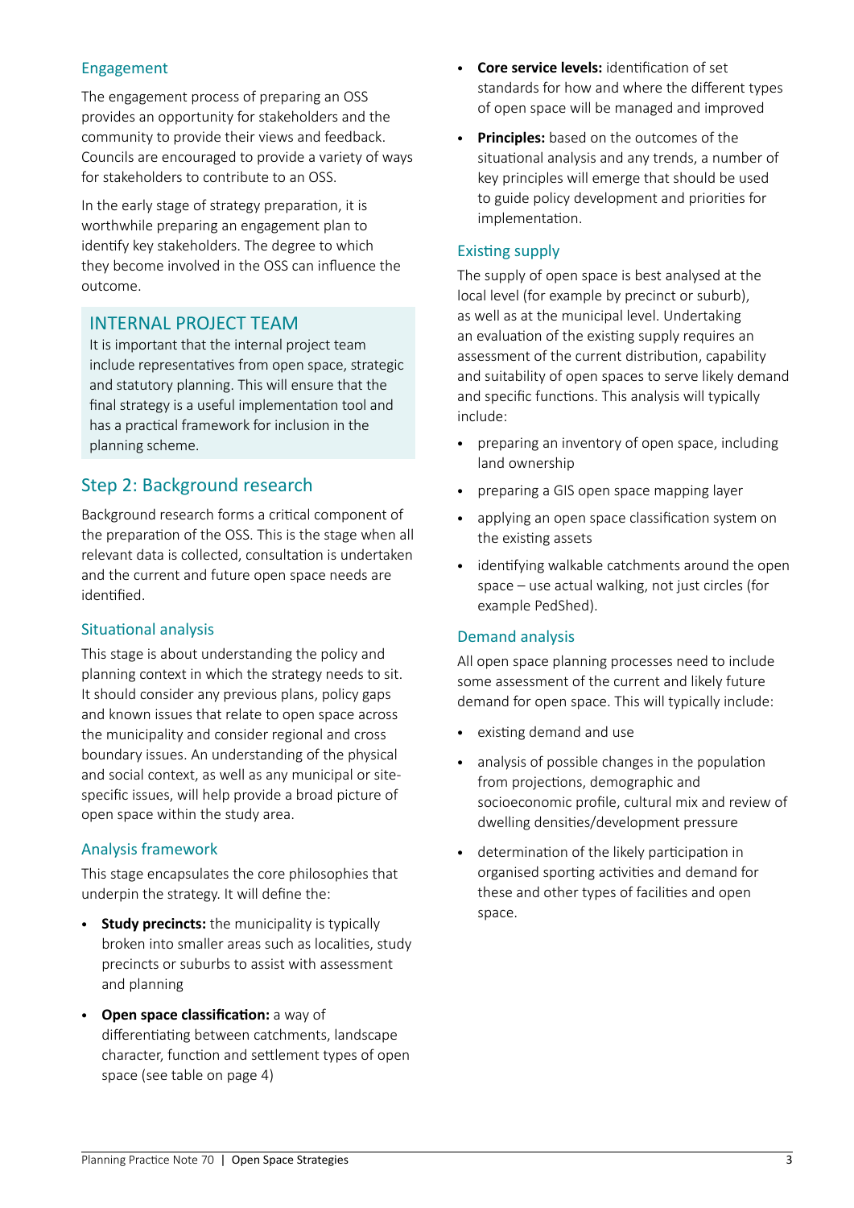### Engagement

The engagement process of preparing an OSS provides an opportunity for stakeholders and the community to provide their views and feedback. Councils are encouraged to provide a variety of ways for stakeholders to contribute to an OSS.

In the early stage of strategy preparation, it is worthwhile preparing an engagement plan to identify key stakeholders. The degree to which they become involved in the OSS can influence the outcome.

> **INTERNAL PROJECT TEAM**
>
> It is important that the internal project team include representatives from open space, strategic and statutory planning. This will ensure that the final strategy is a useful implementation tool and has a practical framework for inclusion in the planning scheme.

## Step 2: Background research

Background research forms a critical component of the preparation of the OSS. This is the stage when all relevant data is collected, consultation is undertaken and the current and future open space needs are identified.

### Situational analysis

This stage is about understanding the policy and planning context in which the strategy needs to sit. It should consider any previous plans, policy gaps and known issues that relate to open space across the municipality and consider regional and cross boundary issues. An understanding of the physical and social context, as well as any municipal or site-specific issues, will help provide a broad picture of open space within the study area.

### Analysis framework

This stage encapsulates the core philosophies that underpin the strategy. It will define the:

- **Study precincts:** the municipality is typically broken into smaller areas such as localities, study precincts or suburbs to assist with assessment and planning
- **Open space classification:** a way of differentiating between catchments, landscape character, function and settlement types of open space (see table on page 4)
- **Core service levels:** identification of set standards for how and where the different types of open space will be managed and improved
- **Principles:** based on the outcomes of the situational analysis and any trends, a number of key principles will emerge that should be used to guide policy development and priorities for implementation.

### Existing supply

The supply of open space is best analysed at the local level (for example by precinct or suburb), as well as at the municipal level. Undertaking an evaluation of the existing supply requires an assessment of the current distribution, capability and suitability of open spaces to serve likely demand and specific functions. This analysis will typically include:

- preparing an inventory of open space, including land ownership
- preparing a GIS open space mapping layer
- applying an open space classification system on the existing assets
- identifying walkable catchments around the open space – use actual walking, not just circles (for example PedShed).

### Demand analysis

All open space planning processes need to include some assessment of the current and likely future demand for open space. This will typically include:

- existing demand and use
- analysis of possible changes in the population from projections, demographic and socioeconomic profile, cultural mix and review of dwelling densities/development pressure
- determination of the likely participation in organised sporting activities and demand for these and other types of facilities and open space.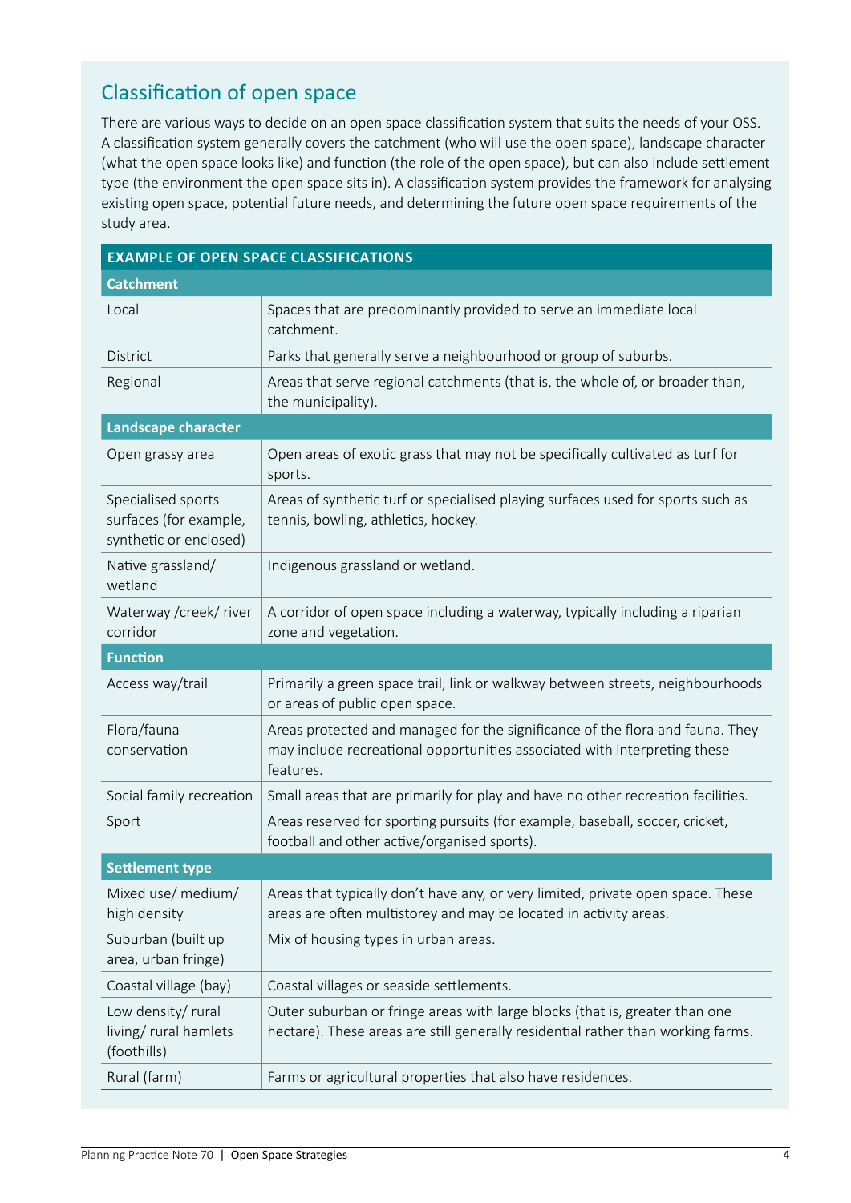## Classification of open space

There are various ways to decide on an open space classification system that suits the needs of your OSS. A classification system generally covers the catchment (who will use the open space), landscape character (what the open space looks like) and function (the role of the open space), but can also include settlement type (the environment the open space sits in). A classification system provides the framework for analysing existing open space, potential future needs, and determining the future open space requirements of the study area.

| EXAMPLE OF OPEN SPACE CLASSIFICATIONS | |
|---|---|
| **Catchment** | |
| Local | Spaces that are predominantly provided to serve an immediate local catchment. |
| District | Parks that generally serve a neighbourhood or group of suburbs. |
| Regional | Areas that serve regional catchments (that is, the whole of, or broader than, the municipality). |
| **Landscape character** | |
| Open grassy area | Open areas of exotic grass that may not be specifically cultivated as turf for sports. |
| Specialised sports surfaces (for example, synthetic or enclosed) | Areas of synthetic turf or specialised playing surfaces used for sports such as tennis, bowling, athletics, hockey. |
| Native grassland/ wetland | Indigenous grassland or wetland. |
| Waterway /creek/ river corridor | A corridor of open space including a waterway, typically including a riparian zone and vegetation. |
| **Function** | |
| Access way/trail | Primarily a green space trail, link or walkway between streets, neighbourhoods or areas of public open space. |
| Flora/fauna conservation | Areas protected and managed for the significance of the flora and fauna. They may include recreational opportunities associated with interpreting these features. |
| Social family recreation | Small areas that are primarily for play and have no other recreation facilities. |
| Sport | Areas reserved for sporting pursuits (for example, baseball, soccer, cricket, football and other active/organised sports). |
| **Settlement type** | |
| Mixed use/ medium/ high density | Areas that typically don't have any, or very limited, private open space. These areas are often multistorey and may be located in activity areas. |
| Suburban (built up area, urban fringe) | Mix of housing types in urban areas. |
| Coastal village (bay) | Coastal villages or seaside settlements. |
| Low density/ rural living/ rural hamlets (foothills) | Outer suburban or fringe areas with large blocks (that is, greater than one hectare). These areas are still generally residential rather than working farms. |
| Rural (farm) | Farms or agricultural properties that also have residences. |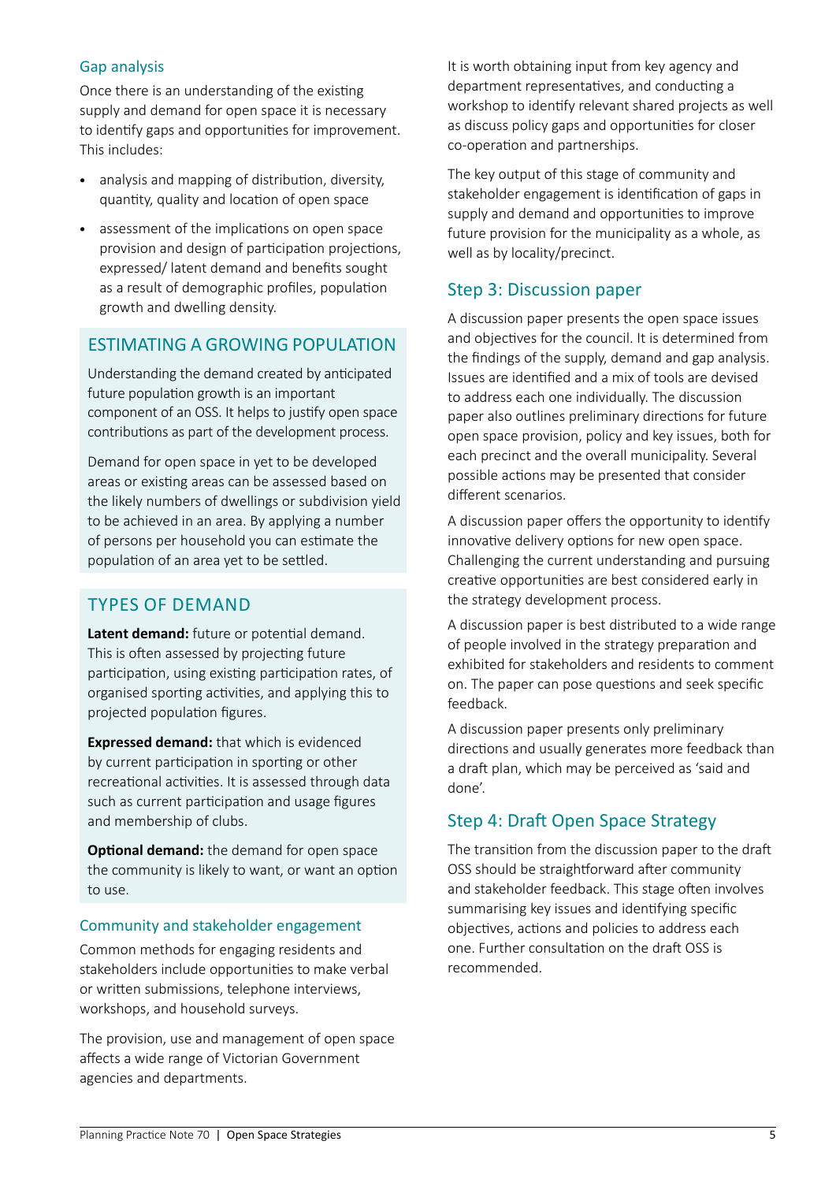### Gap analysis

Once there is an understanding of the existing supply and demand for open space it is necessary to identify gaps and opportunities for improvement. This includes:

- analysis and mapping of distribution, diversity, quantity, quality and location of open space
- assessment of the implications on open space provision and design of participation projections, expressed/ latent demand and benefits sought as a result of demographic profiles, population growth and dwelling density.

#### ESTIMATING A GROWING POPULATION

Understanding the demand created by anticipated future population growth is an important component of an OSS. It helps to justify open space contributions as part of the development process.

Demand for open space in yet to be developed areas or existing areas can be assessed based on the likely numbers of dwellings or subdivision yield to be achieved in an area. By applying a number of persons per household you can estimate the population of an area yet to be settled.

#### TYPES OF DEMAND

**Latent demand:** future or potential demand. This is often assessed by projecting future participation, using existing participation rates, of organised sporting activities, and applying this to projected population figures.

**Expressed demand:** that which is evidenced by current participation in sporting or other recreational activities. It is assessed through data such as current participation and usage figures and membership of clubs.

**Optional demand:** the demand for open space the community is likely to want, or want an option to use.

### Community and stakeholder engagement

Common methods for engaging residents and stakeholders include opportunities to make verbal or written submissions, telephone interviews, workshops, and household surveys.

The provision, use and management of open space affects a wide range of Victorian Government agencies and departments.

It is worth obtaining input from key agency and department representatives, and conducting a workshop to identify relevant shared projects as well as discuss policy gaps and opportunities for closer co-operation and partnerships.

The key output of this stage of community and stakeholder engagement is identification of gaps in supply and demand and opportunities to improve future provision for the municipality as a whole, as well as by locality/precinct.

## Step 3: Discussion paper

A discussion paper presents the open space issues and objectives for the council. It is determined from the findings of the supply, demand and gap analysis. Issues are identified and a mix of tools are devised to address each one individually. The discussion paper also outlines preliminary directions for future open space provision, policy and key issues, both for each precinct and the overall municipality. Several possible actions may be presented that consider different scenarios.

A discussion paper offers the opportunity to identify innovative delivery options for new open space. Challenging the current understanding and pursuing creative opportunities are best considered early in the strategy development process.

A discussion paper is best distributed to a wide range of people involved in the strategy preparation and exhibited for stakeholders and residents to comment on. The paper can pose questions and seek specific feedback.

A discussion paper presents only preliminary directions and usually generates more feedback than a draft plan, which may be perceived as 'said and done'.

## Step 4: Draft Open Space Strategy

The transition from the discussion paper to the draft OSS should be straightforward after community and stakeholder feedback. This stage often involves summarising key issues and identifying specific objectives, actions and policies to address each one. Further consultation on the draft OSS is recommended.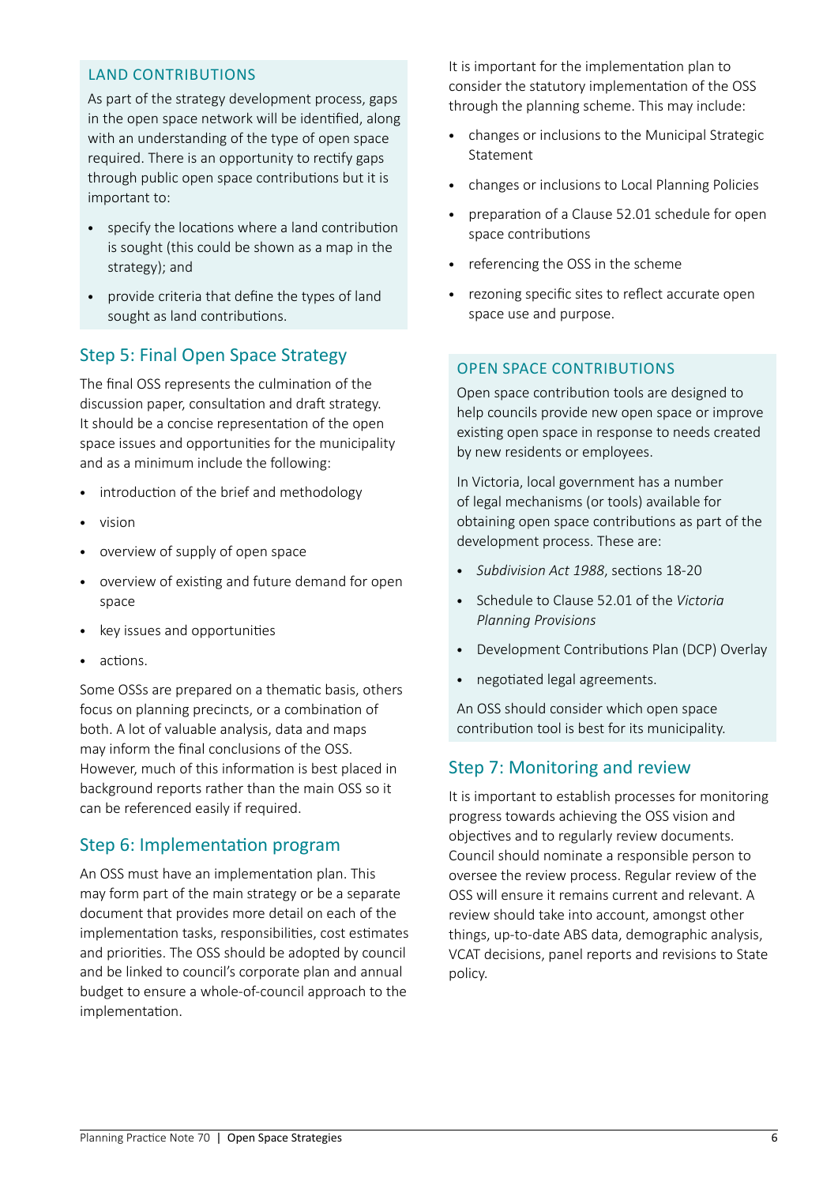### LAND CONTRIBUTIONS

As part of the strategy development process, gaps in the open space network will be identified, along with an understanding of the type of open space required. There is an opportunity to rectify gaps through public open space contributions but it is important to:

- specify the locations where a land contribution is sought (this could be shown as a map in the strategy); and
- provide criteria that define the types of land sought as land contributions.

## Step 5: Final Open Space Strategy

The final OSS represents the culmination of the discussion paper, consultation and draft strategy. It should be a concise representation of the open space issues and opportunities for the municipality and as a minimum include the following:

- introduction of the brief and methodology
- vision
- overview of supply of open space
- overview of existing and future demand for open space
- key issues and opportunities
- actions.

Some OSSs are prepared on a thematic basis, others focus on planning precincts, or a combination of both. A lot of valuable analysis, data and maps may inform the final conclusions of the OSS. However, much of this information is best placed in background reports rather than the main OSS so it can be referenced easily if required.

## Step 6: Implementation program

An OSS must have an implementation plan. This may form part of the main strategy or be a separate document that provides more detail on each of the implementation tasks, responsibilities, cost estimates and priorities. The OSS should be adopted by council and be linked to council's corporate plan and annual budget to ensure a whole-of-council approach to the implementation.

It is important for the implementation plan to consider the statutory implementation of the OSS through the planning scheme. This may include:

- changes or inclusions to the Municipal Strategic Statement
- changes or inclusions to Local Planning Policies
- preparation of a Clause 52.01 schedule for open space contributions
- referencing the OSS in the scheme
- rezoning specific sites to reflect accurate open space use and purpose.

### OPEN SPACE CONTRIBUTIONS

Open space contribution tools are designed to help councils provide new open space or improve existing open space in response to needs created by new residents or employees.

In Victoria, local government has a number of legal mechanisms (or tools) available for obtaining open space contributions as part of the development process. These are:

- *Subdivision Act 1988*, sections 18-20
- Schedule to Clause 52.01 of the *Victoria Planning Provisions*
- Development Contributions Plan (DCP) Overlay
- negotiated legal agreements.

An OSS should consider which open space contribution tool is best for its municipality.

## Step 7: Monitoring and review

It is important to establish processes for monitoring progress towards achieving the OSS vision and objectives and to regularly review documents. Council should nominate a responsible person to oversee the review process. Regular review of the OSS will ensure it remains current and relevant. A review should take into account, amongst other things, up-to-date ABS data, demographic analysis, VCAT decisions, panel reports and revisions to State policy.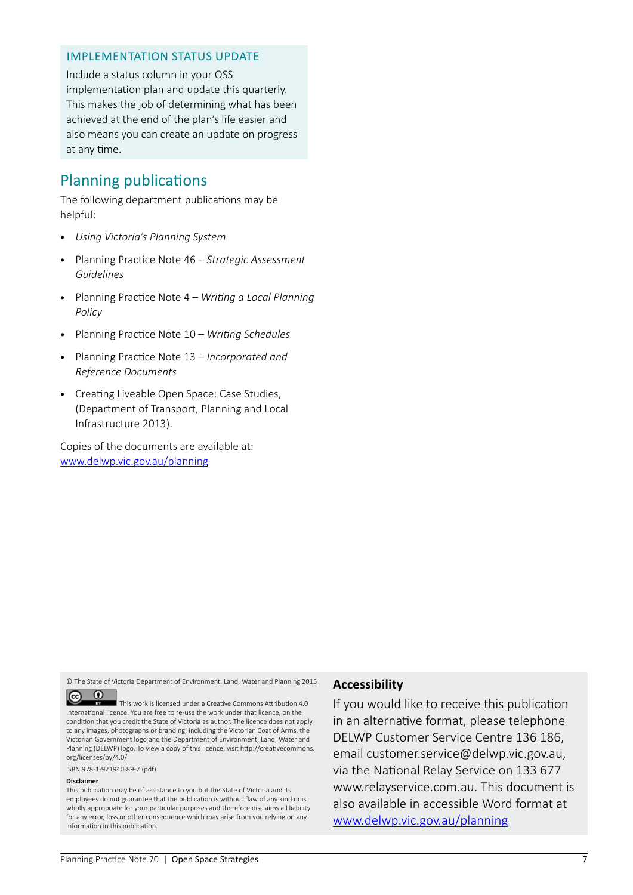### IMPLEMENTATION STATUS UPDATE

Include a status column in your OSS implementation plan and update this quarterly. This makes the job of determining what has been achieved at the end of the plan's life easier and also means you can create an update on progress at any time.

## Planning publications

The following department publications may be helpful:

- *Using Victoria's Planning System*
- Planning Practice Note 46 – *Strategic Assessment Guidelines*
- Planning Practice Note 4 – *Writing a Local Planning Policy*
- Planning Practice Note 10 – *Writing Schedules*
- Planning Practice Note 13 – *Incorporated and Reference Documents*
- Creating Liveable Open Space: Case Studies, (Department of Transport, Planning and Local Infrastructure 2013).

Copies of the documents are available at: [www.delwp.vic.gov.au/planning](http://www.delwp.vic.gov.au/planning)

© The State of Victoria Department of Environment, Land, Water and Planning 2015

This work is licensed under a Creative Commons Attribution 4.0 International licence. You are free to re-use the work under that licence, on the condition that you credit the State of Victoria as author. The licence does not apply to any images, photographs or branding, including the Victorian Coat of Arms, the Victorian Government logo and the Department of Environment, Land, Water and Planning (DELWP) logo. To view a copy of this licence, visit http://creativecommons.org/licenses/by/4.0/

ISBN 978-1-921940-89-7 (pdf)

**Disclaimer**

This publication may be of assistance to you but the State of Victoria and its employees do not guarantee that the publication is without flaw of any kind or is wholly appropriate for your particular purposes and therefore disclaims all liability for any error, loss or other consequence which may arise from you relying on any information in this publication.

**Accessibility**

If you would like to receive this publication in an alternative format, please telephone DELWP Customer Service Centre 136 186, email customer.service@delwp.vic.gov.au, via the National Relay Service on 133 677 www.relayservice.com.au. This document is also available in accessible Word format at [www.delwp.vic.gov.au/planning](http://www.delwp.vic.gov.au/planning)